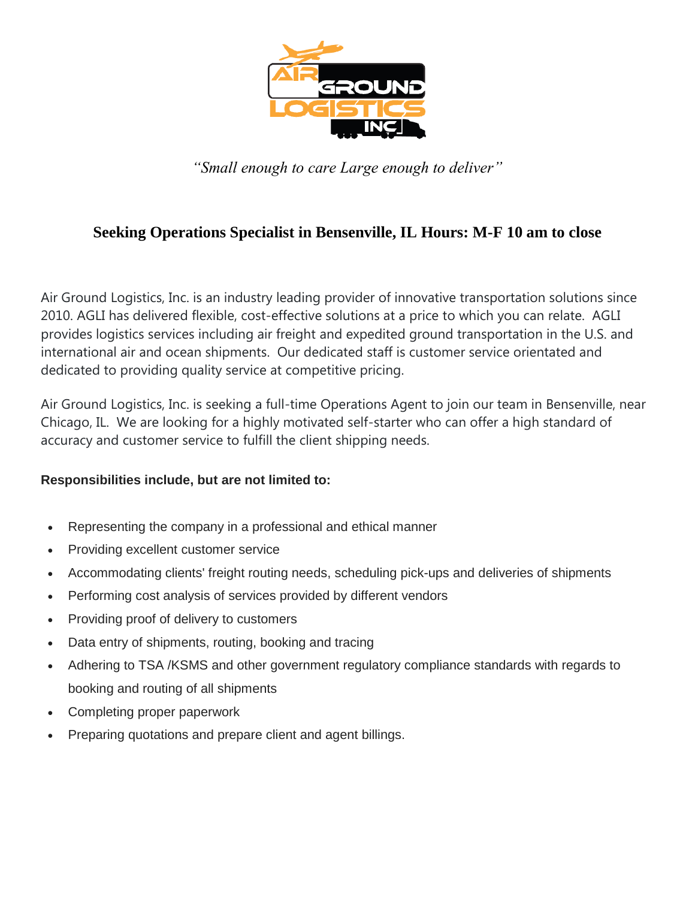*"Small enough to care Large enough to deliver"*

## Seeking Operations Specialist in Bensenville, IL Hours: M-F 10 am to close

Air Ground Logistics, Inc. is an industry leading provider of innovative transportation solutions since 2010. AGLI has delivered flexible, cost-effective solutions at a price to which you can relate. AGLI provides logistics services including air freight and expedited ground transportation in the U.S. and international air and ocean shipments. Our dedicated staff is customer service orientated and dedicated to providing quality service at competitive pricing.

Air Ground Logistics, Inc. is seeking a full-time Operations Agent to join our team in Bensenville, near Chicago, IL. We are looking for a highly motivated self-starter who can offer a high standard of accuracy and customer service to fulfill the client shipping needs.

**Responsibilities include, but are not limited to:**

- Representing the company in a professional and ethical manner
- Providing excellent customer service
- Accommodating clients' freight routing needs, scheduling pick-ups and deliveries of shipments
- Performing cost analysis of services provided by different vendors
- Providing proof of delivery to customers
- Data entry of shipments, routing, booking and tracing
- Adhering to TSA /KSMS and other government regulatory compliance standards with regards to booking and routing of all shipments
- Completing proper paperwork
- Preparing quotations and prepare client and agent billings.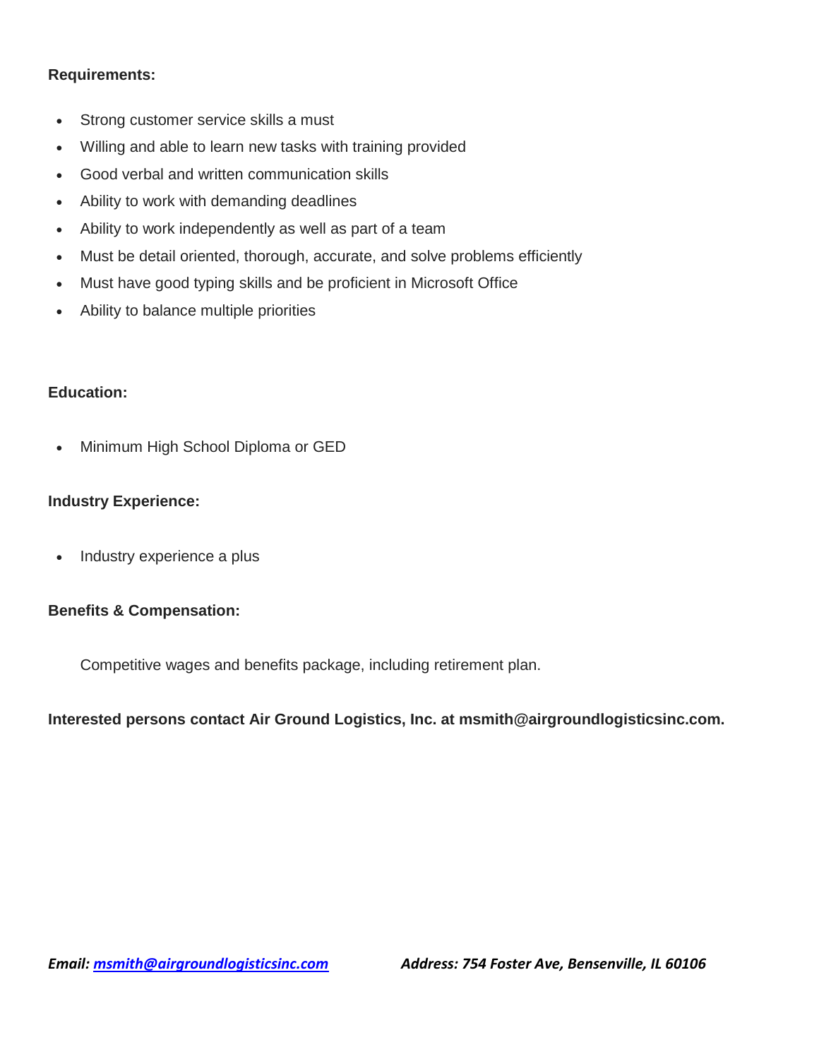**Requirements:**

- Strong customer service skills a must
- Willing and able to learn new tasks with training provided
- Good verbal and written communication skills
- Ability to work with demanding deadlines
- Ability to work independently as well as part of a team
- Must be detail oriented, thorough, accurate, and solve problems efficiently
- Must have good typing skills and be proficient in Microsoft Office
- Ability to balance multiple priorities

**Education:**

- Minimum High School Diploma or GED

**Industry Experience:**

- Industry experience a plus

**Benefits & Compensation:**

Competitive wages and benefits package, including retirement plan.

**Interested persons contact Air Ground Logistics, Inc. at msmith@airgroundlogisticsinc.com.**

***Email: msmith@airgroundlogisticsinc.com*** ***Address: 754 Foster Ave, Bensenville, IL 60106***